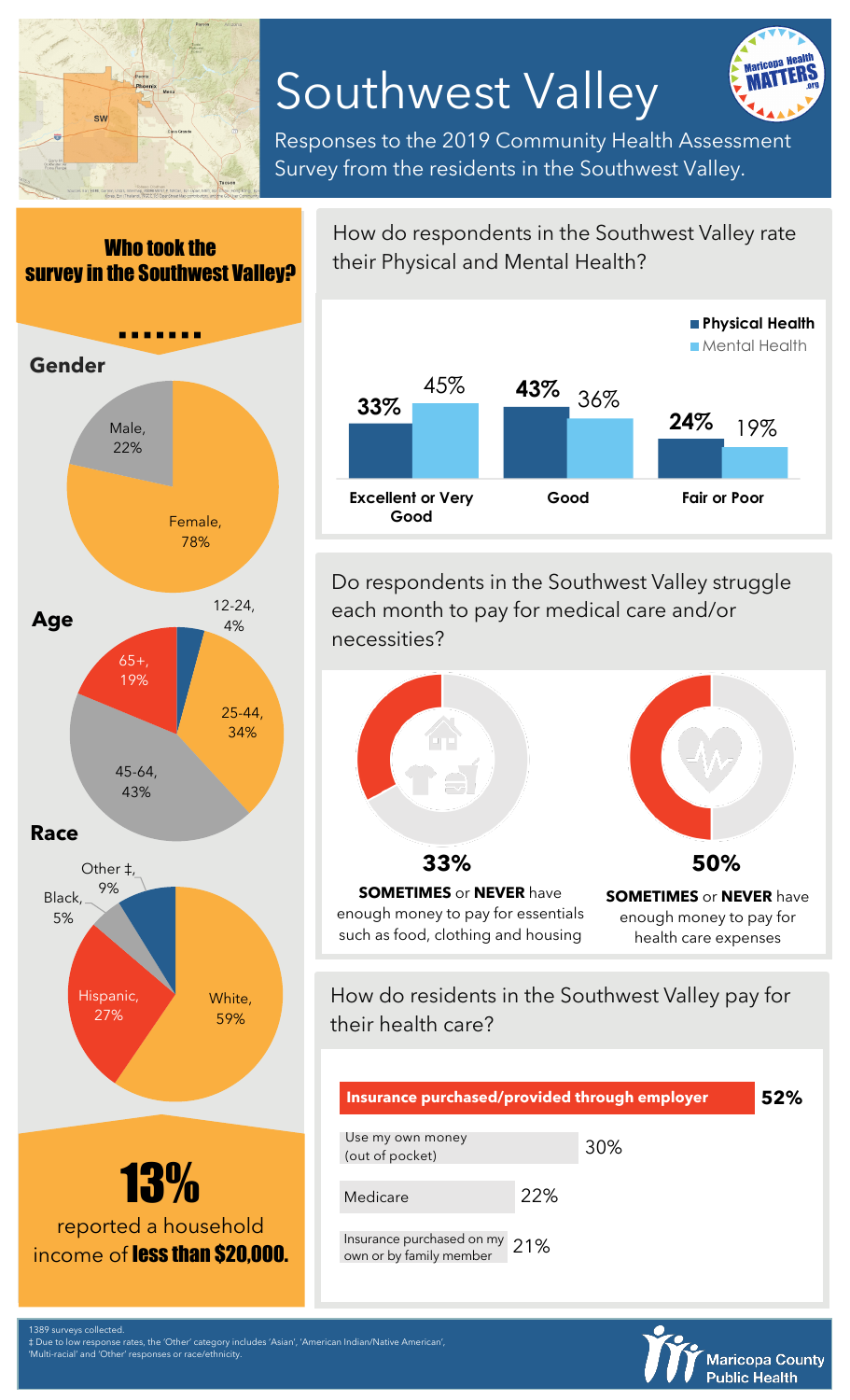# Southwest Valley

Responses to the 2019 Community Health Assessment Survey from the residents in the Southwest Valley.

## Who took the survey in the Southwest Valley?

### Gender

| Gender | Percent |
| --- | --- |
| Male | 22% |
| Female | 78% |

### Age

| Age | Percent |
| --- | --- |
| 12-24 | 4% |
| 25-44 | 34% |
| 45-64 | 43% |
| 65+ | 19% |

### Race

| Race | Percent |
| --- | --- |
| White | 59% |
| Hispanic | 27% |
| Black | 5% |
| Other ‡ | 9% |

**13%** reported a household income of **less than $20,000.**

## How do respondents in the Southwest Valley rate their Physical and Mental Health?

| Rating | Physical Health | Mental Health |
| --- | --- | --- |
| Excellent or Very Good | 33% | 45% |
| Good | 43% | 36% |
| Fair or Poor | 24% | 19% |

## Do respondents in the Southwest Valley struggle each month to pay for medical care and/or necessities?

**33%** — **SOMETIMES** or **NEVER** have enough money to pay for essentials such as food, clothing and housing

**50%** — **SOMETIMES** or **NEVER** have enough money to pay for health care expenses

## How do residents in the Southwest Valley pay for their health care?

| Payment method | Percent |
| --- | --- |
| Insurance purchased/provided through employer | 52% |
| Use my own money (out of pocket) | 30% |
| Medicare | 22% |
| Insurance purchased on my own or by family member | 21% |

1389 surveys collected.

‡ Due to low response rates, the 'Other' category includes 'Asian', 'American Indian/Native American', 'Multi-racial' and 'Other' responses or race/ethnicity.

Maricopa County Public Health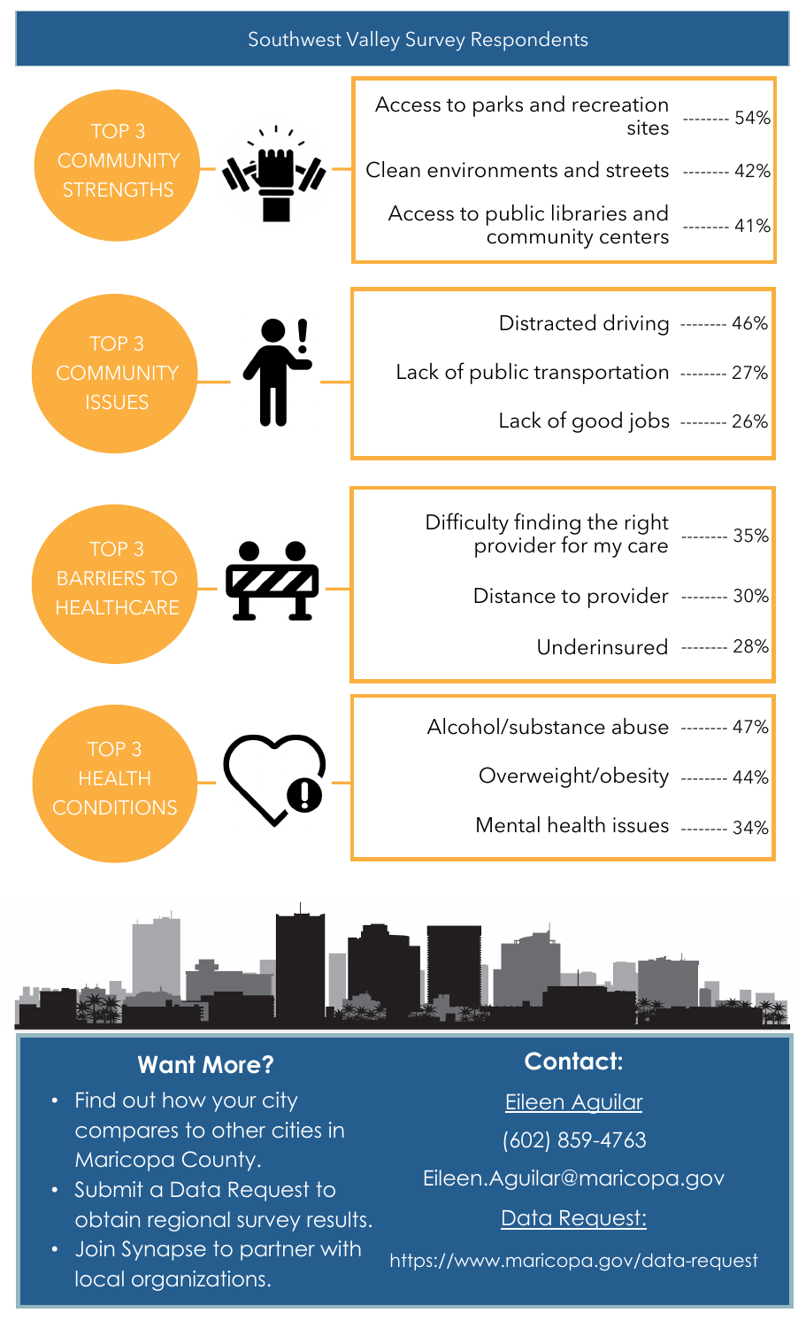# Southwest Valley Survey Respondents

## TOP 3 COMMUNITY STRENGTHS

- Access to parks and recreation sites -------- 54%
- Clean environments and streets -------- 42%
- Access to public libraries and community centers -------- 41%

## TOP 3 COMMUNITY ISSUES

- Distracted driving -------- 46%
- Lack of public transportation -------- 27%
- Lack of good jobs -------- 26%

## TOP 3 BARRIERS TO HEALTHCARE

- Difficulty finding the right provider for my care -------- 35%
- Distance to provider -------- 30%
- Underinsured -------- 28%

## TOP 3 HEALTH CONDITIONS

- Alcohol/substance abuse -------- 47%
- Overweight/obesity -------- 44%
- Mental health issues -------- 34%

### Want More?

- Find out how your city compares to other cities in Maricopa County.
- Submit a Data Request to obtain regional survey results.
- Join Synapse to partner with local organizations.

### Contact:

Eileen Aguilar

(602) 859-4763

Eileen.Aguilar@maricopa.gov

Data Request:

https://www.maricopa.gov/data-request